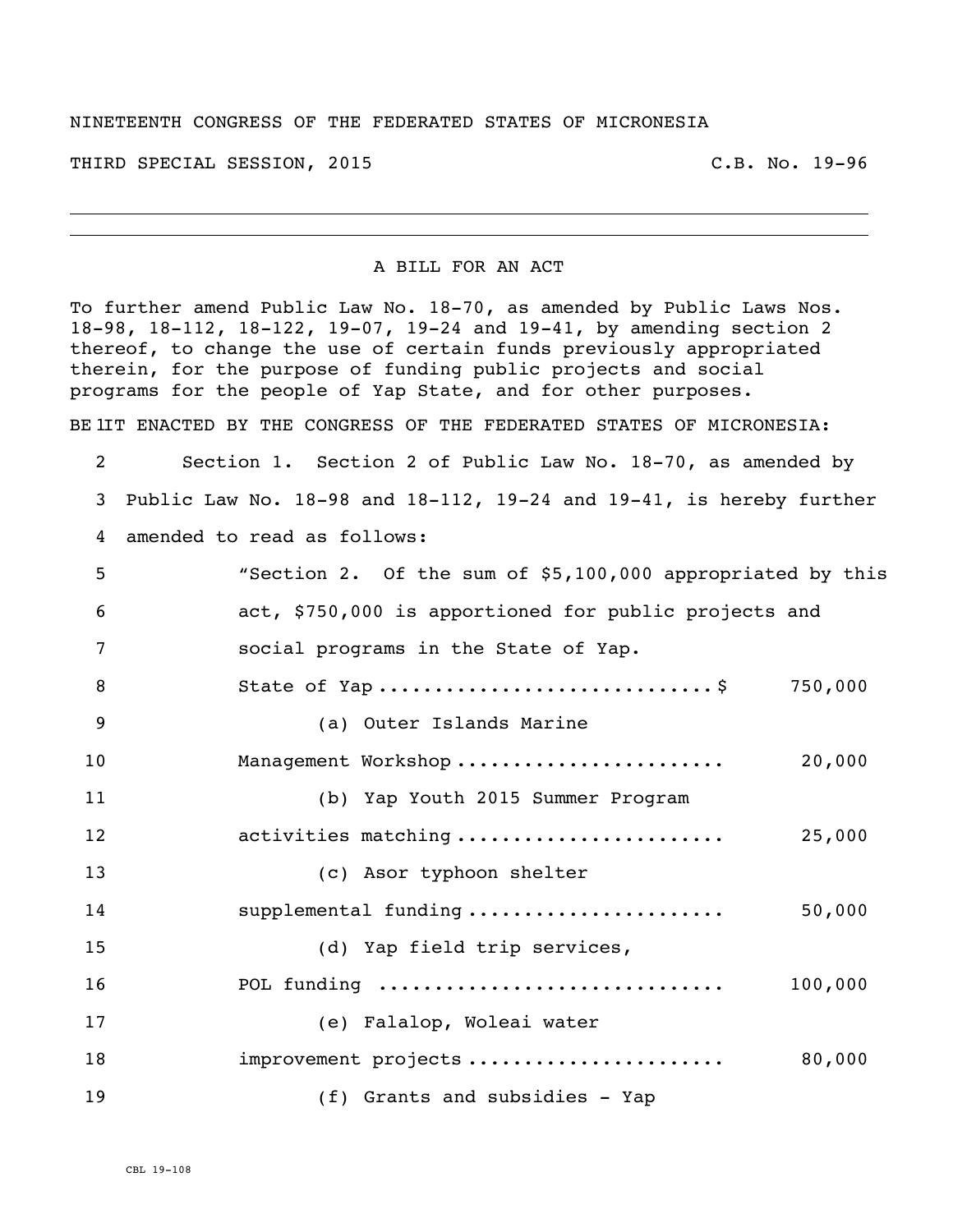NINETEENTH CONGRESS OF THE FEDERATED STATES OF MICRONESIA

THIRD SPECIAL SESSION, 2015 C.B. No. 19-96

---

A BILL FOR AN ACT

To further amend Public Law No. 18-70, as amended by Public Laws Nos. 18-98, 18-112, 18-122, 19-07, 19-24 and 19-41, by amending section 2 thereof, to change the use of certain funds previously appropriated therein, for the purpose of funding public projects and social programs for the people of Yap State, and for other purposes.

BE IT ENACTED BY THE CONGRESS OF THE FEDERATED STATES OF MICRONESIA:

Section 1. Section 2 of Public Law No. 18-70, as amended by Public Law No. 18-98 and 18-112, 19-24 and 19-41, is hereby further amended to read as follows:

"Section 2. Of the sum of $5,100,000 appropriated by this act, $750,000 is apportioned for public projects and social programs in the State of Yap.

State of Yap ............................$ 750,000

(a) Outer Islands Marine Management Workshop ....................... 20,000

(b) Yap Youth 2015 Summer Program activities matching ....................... 25,000

(c) Asor typhoon shelter supplemental funding ...................... 50,000

(d) Yap field trip services, POL funding .............................. 100,000

(e) Falalop, Woleai water improvement projects ...................... 80,000

(f) Grants and subsidies - Yap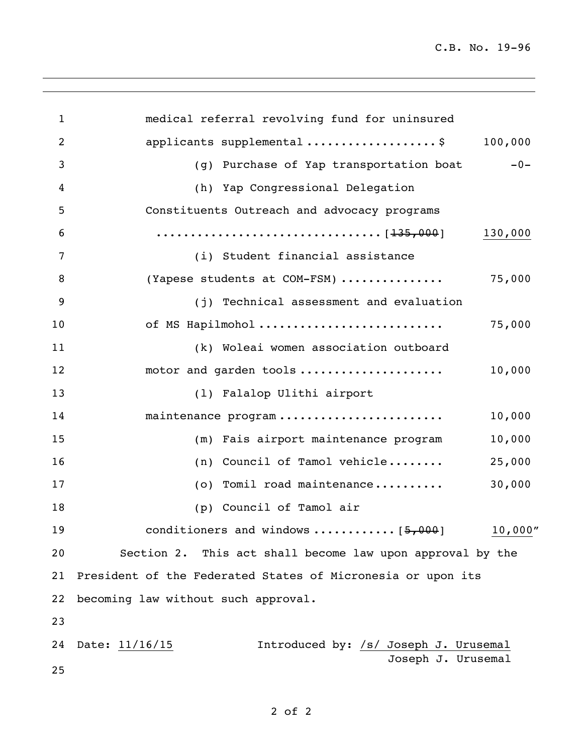medical referral revolving fund for uninsured applicants supplemental .................. $ 100,000

(g) Purchase of Yap transportation boat -0-

(h) Yap Congressional Delegation Constituents Outreach and advocacy programs ................................ [~~135,000~~] <u>130,000</u>

(i) Student financial assistance (Yapese students at COM-FSM) .............. 75,000

(j) Technical assessment and evaluation of MS Hapilmohol .......................... 75,000

(k) Woleai women association outboard motor and garden tools .................... 10,000

(l) Falalop Ulithi airport maintenance program ....................... 10,000

(m) Fais airport maintenance program 10,000

(n) Council of Tamol vehicle........ 25,000

(o) Tomil road maintenance.......... 30,000

(p) Council of Tamol air conditioners and windows ........... [~~5,000~~] <u>10,000</u>"

Section 2. This act shall become law upon approval by the President of the Federated States of Micronesia or upon its becoming law without such approval.

Date: <u>11/16/15</u> Introduced by: <u>/s/ Joseph J. Urusemal</u>
Joseph J. Urusemal